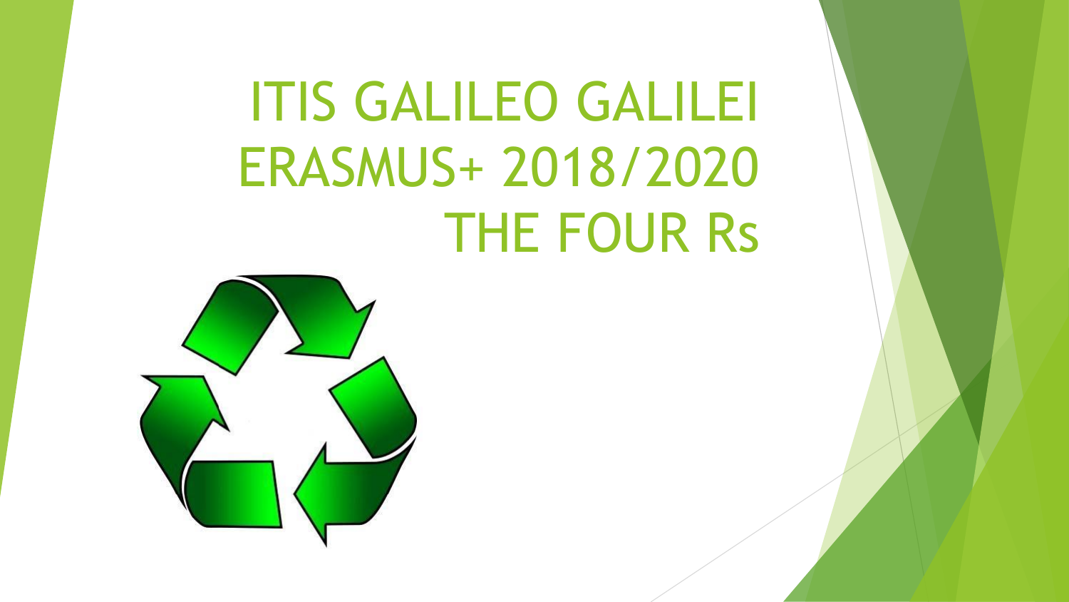# ITIS GALILEO GALILEI
# ERASMUS+ 2018/2020
# THE FOUR Rs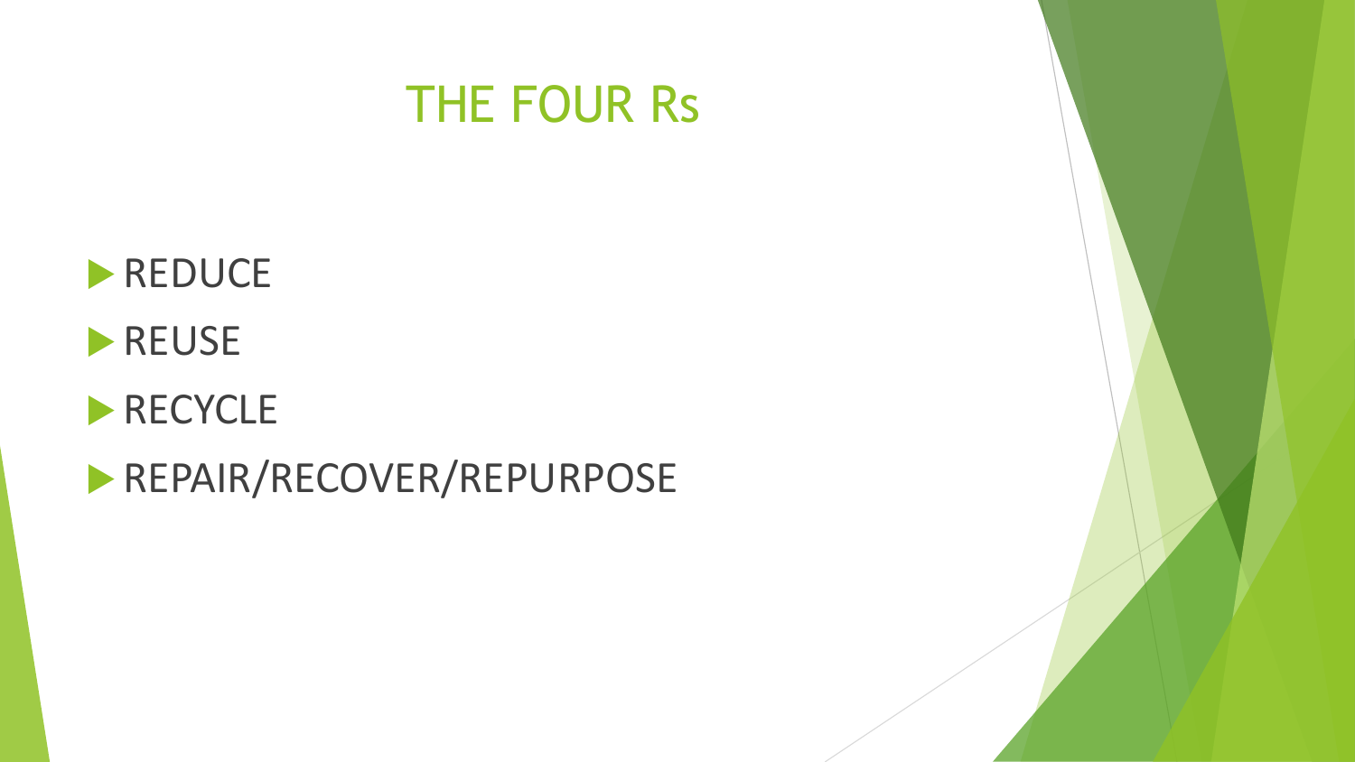# THE FOUR Rs

- REDUCE
- REUSE
- RECYCLE
- REPAIR/RECOVER/REPURPOSE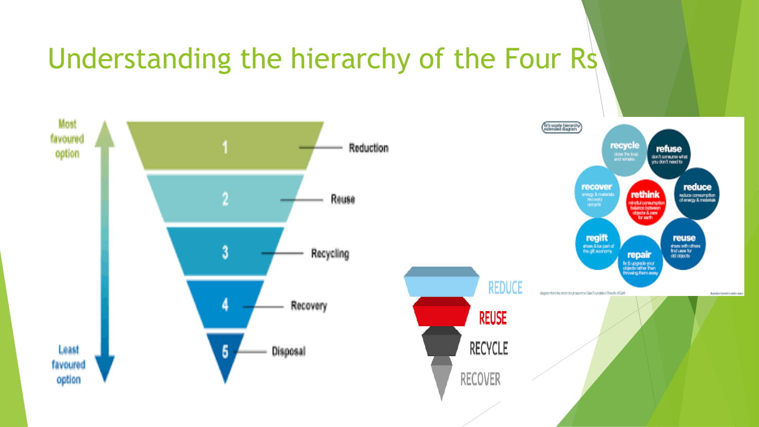# Understanding the hierarchy of the Four Rs

Most favoured option

1 Reduction

2 Reuse

3 Recycling

4 Recovery

5 Disposal

Least favoured option

REDUCE

REUSE

RECYCLE

RECOVER

recycle
close the loop and remake

refuse
don't consume what you don't need to

recover
energy & materials recovery upcycle

rethink
mindful consumption balance between objects & care for earth

reduce
reduce consumption of energy & materials

regift
share & be part of the gift economy

repair
fix & upgrade your objects rather than throwing them away

reuse
share with others find uses for old objects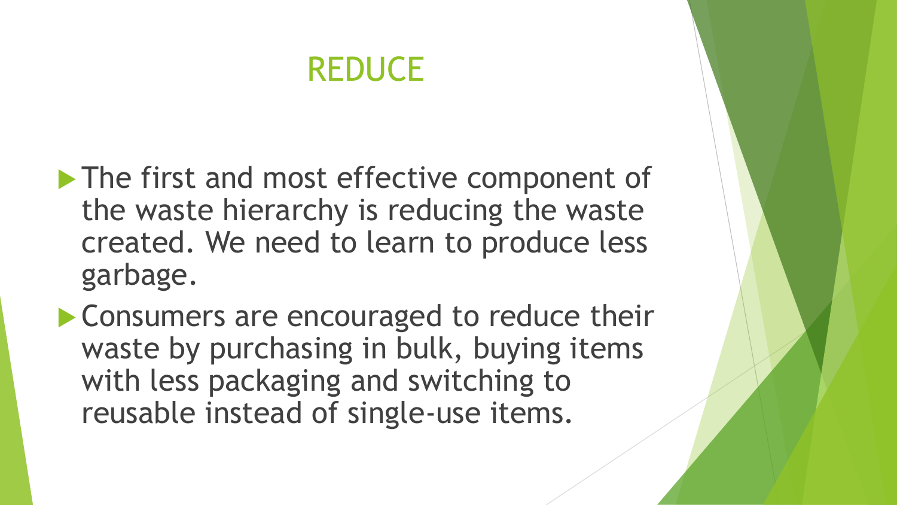# REDUCE

- The first and most effective component of the waste hierarchy is reducing the waste created. We need to learn to produce less garbage.
- Consumers are encouraged to reduce their waste by purchasing in bulk, buying items with less packaging and switching to reusable instead of single-use items.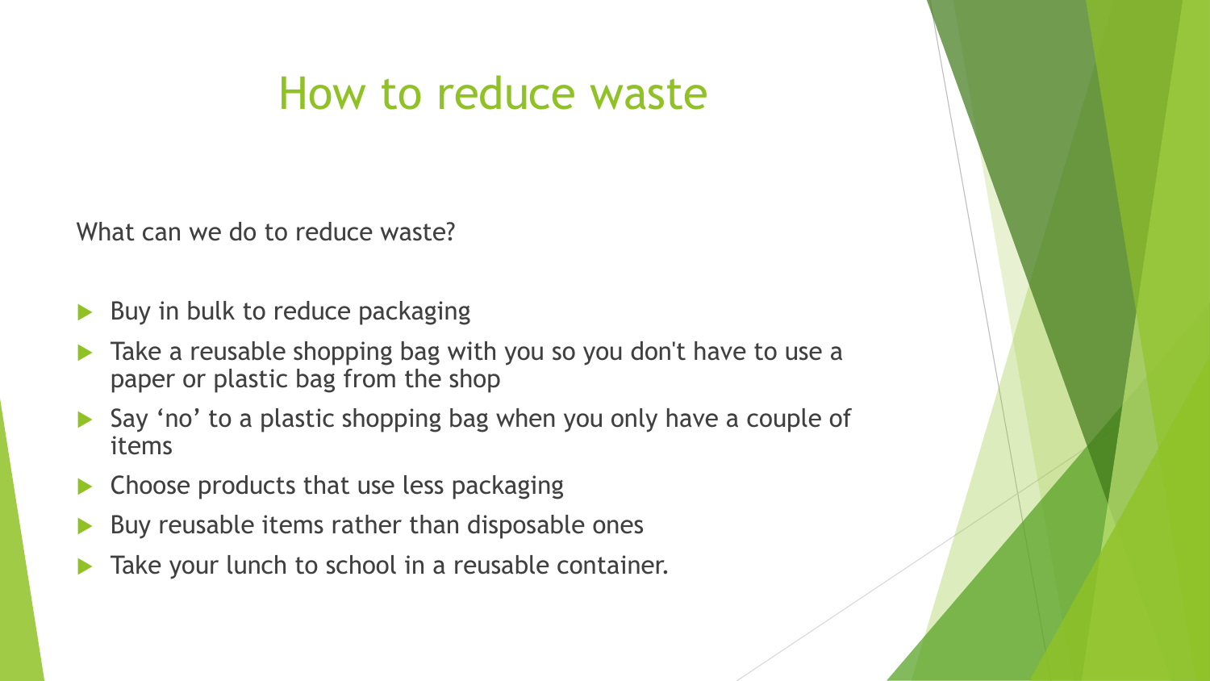# How to reduce waste

What can we do to reduce waste?

- Buy in bulk to reduce packaging
- Take a reusable shopping bag with you so you don't have to use a paper or plastic bag from the shop
- Say ‘no’ to a plastic shopping bag when you only have a couple of items
- Choose products that use less packaging
- Buy reusable items rather than disposable ones
- Take your lunch to school in a reusable container.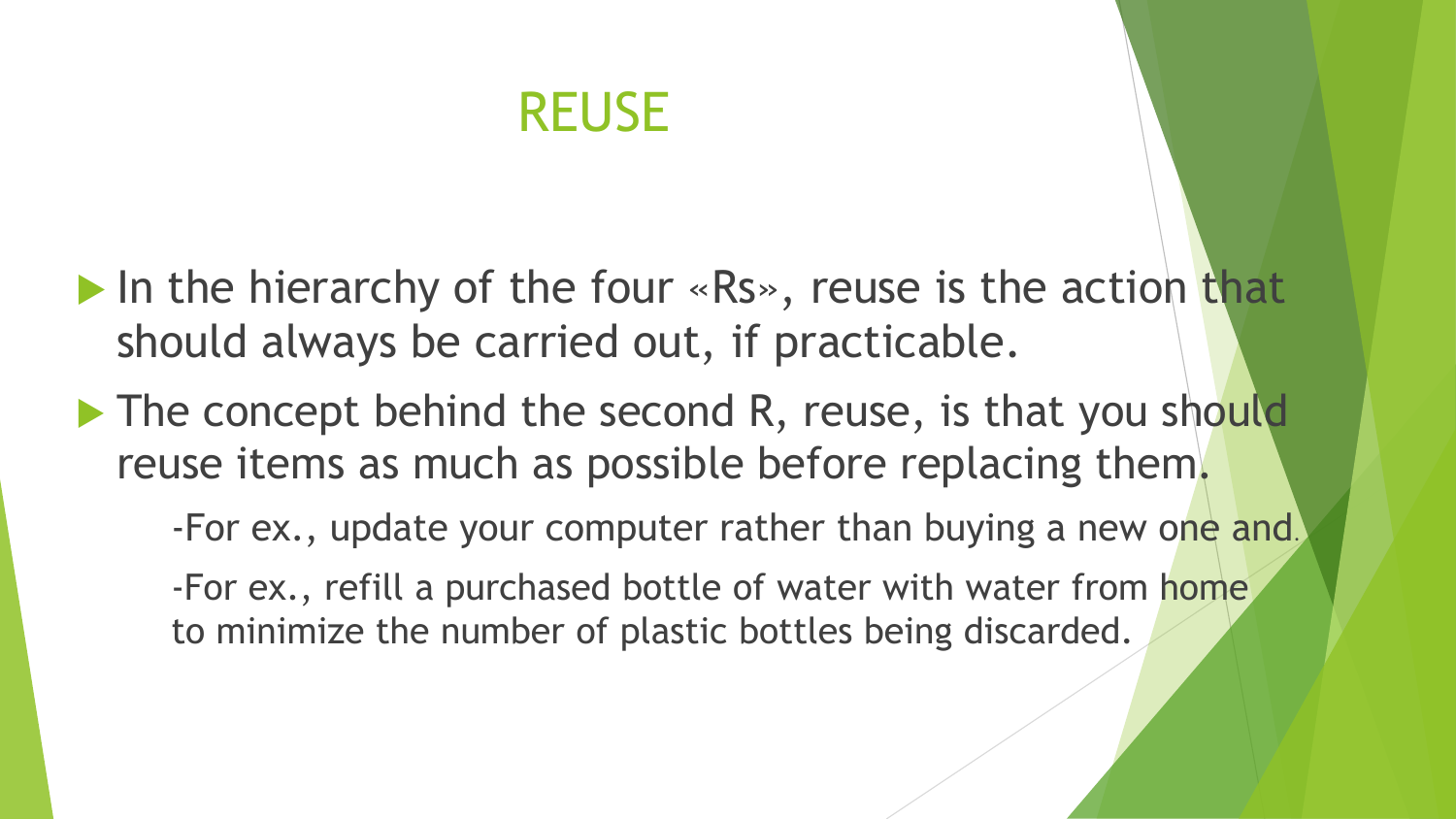# REUSE

- In the hierarchy of the four «Rs», reuse is the action that should always be carried out, if practicable.
- The concept behind the second R, reuse, is that you should reuse items as much as possible before replacing them.

  -For ex., update your computer rather than buying a new one and.

  -For ex., refill a purchased bottle of water with water from home to minimize the number of plastic bottles being discarded.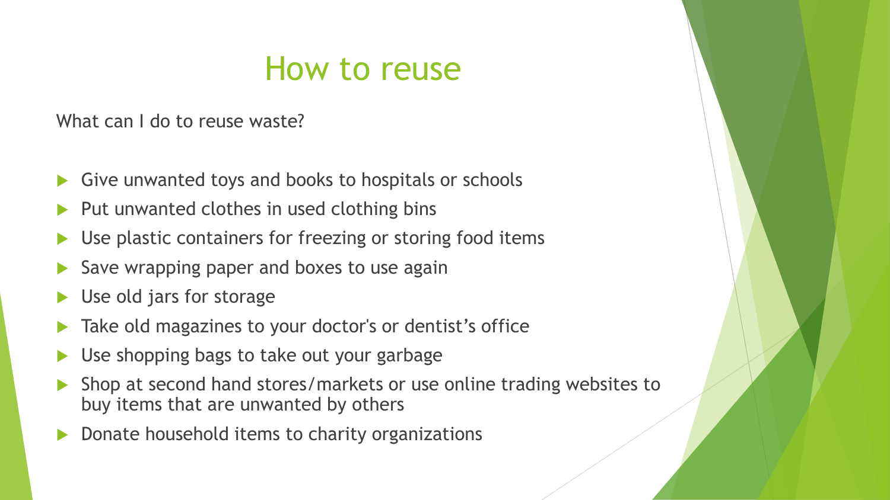# How to reuse

What can I do to reuse waste?

- Give unwanted toys and books to hospitals or schools
- Put unwanted clothes in used clothing bins
- Use plastic containers for freezing or storing food items
- Save wrapping paper and boxes to use again
- Use old jars for storage
- Take old magazines to your doctor's or dentist's office
- Use shopping bags to take out your garbage
- Shop at second hand stores/markets or use online trading websites to buy items that are unwanted by others
- Donate household items to charity organizations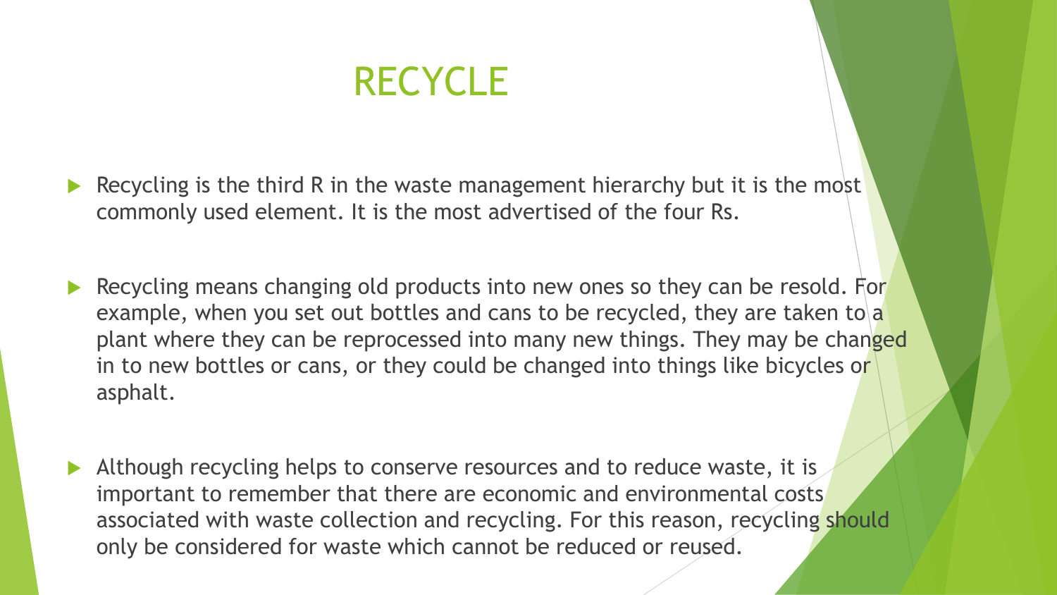# RECYCLE

- Recycling is the third R in the waste management hierarchy but it is the most commonly used element. It is the most advertised of the four Rs.
- Recycling means changing old products into new ones so they can be resold. For example, when you set out bottles and cans to be recycled, they are taken to a plant where they can be reprocessed into many new things. They may be changed in to new bottles or cans, or they could be changed into things like bicycles or asphalt.
- Although recycling helps to conserve resources and to reduce waste, it is important to remember that there are economic and environmental costs associated with waste collection and recycling. For this reason, recycling should only be considered for waste which cannot be reduced or reused.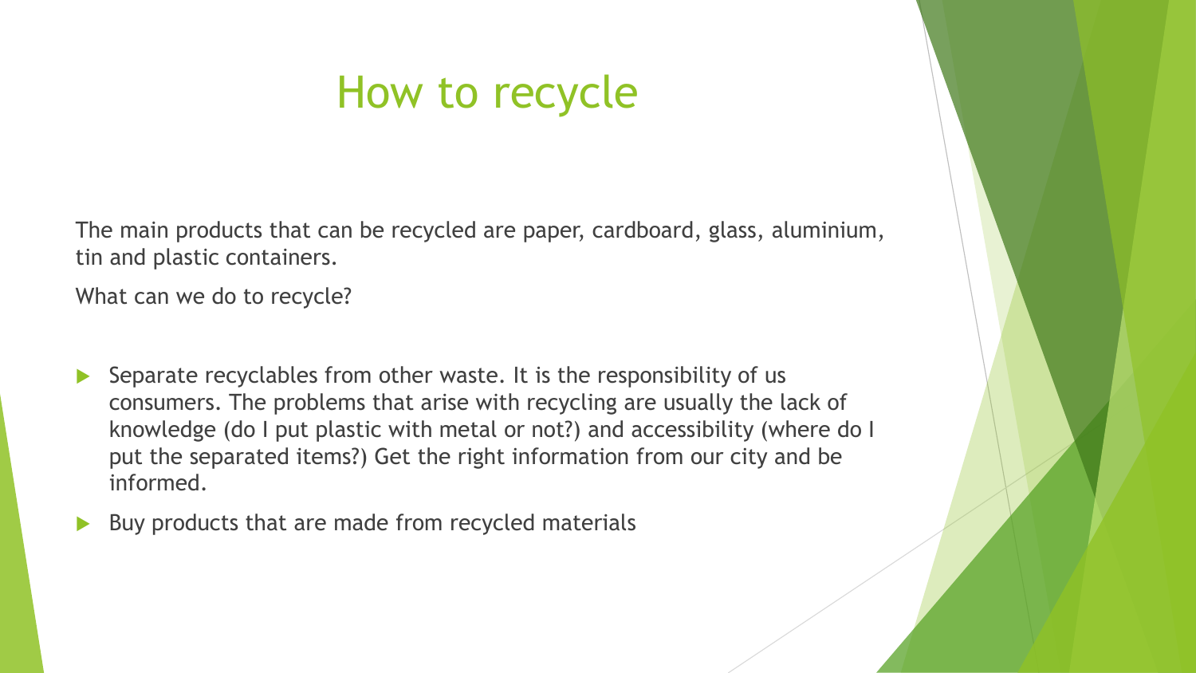# How to recycle

The main products that can be recycled are paper, cardboard, glass, aluminium, tin and plastic containers.

What can we do to recycle?

- Separate recyclables from other waste. It is the responsibility of us consumers. The problems that arise with recycling are usually the lack of knowledge (do I put plastic with metal or not?) and accessibility (where do I put the separated items?) Get the right information from our city and be informed.
- Buy products that are made from recycled materials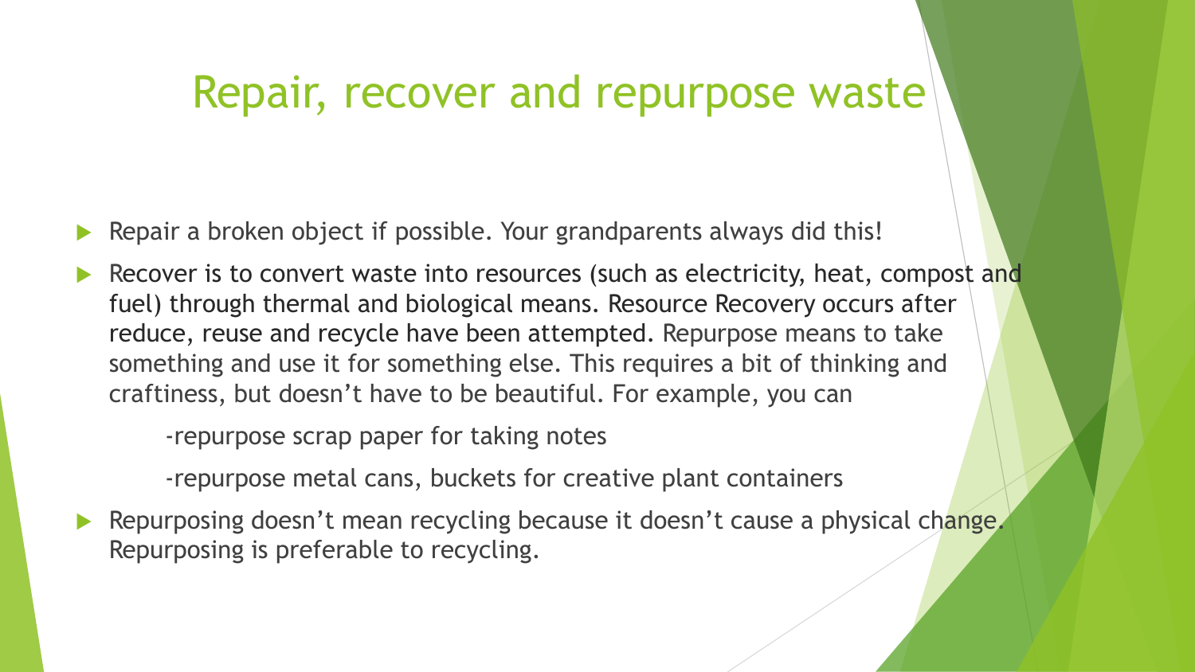# Repair, recover and repurpose waste

- Repair a broken object if possible. Your grandparents always did this!
- Recover is to convert waste into resources (such as electricity, heat, compost and fuel) through thermal and biological means. Resource Recovery occurs after reduce, reuse and recycle have been attempted. Repurpose means to take something and use it for something else. This requires a bit of thinking and craftiness, but doesn't have to be beautiful. For example, you can

  -repurpose scrap paper for taking notes

  -repurpose metal cans, buckets for creative plant containers

- Repurposing doesn't mean recycling because it doesn't cause a physical change. Repurposing is preferable to recycling.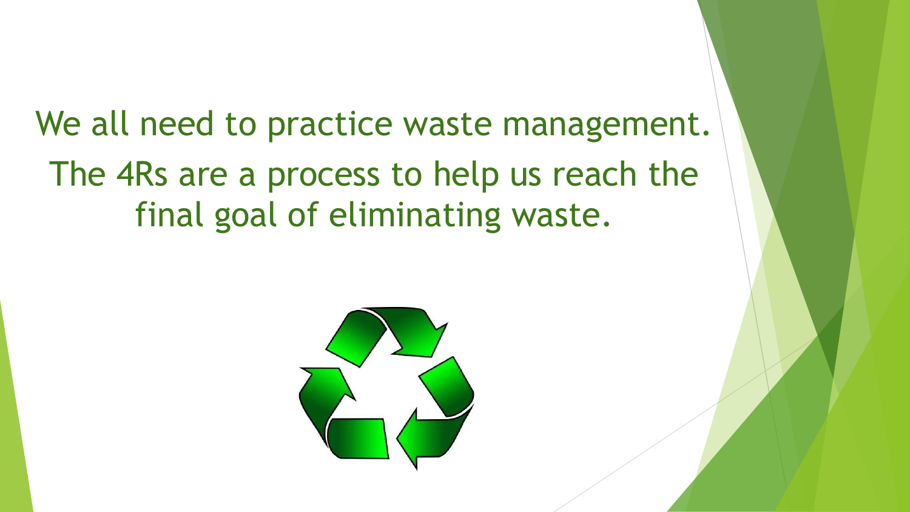We all need to practice waste management.

The 4Rs are a process to help us reach the final goal of eliminating waste.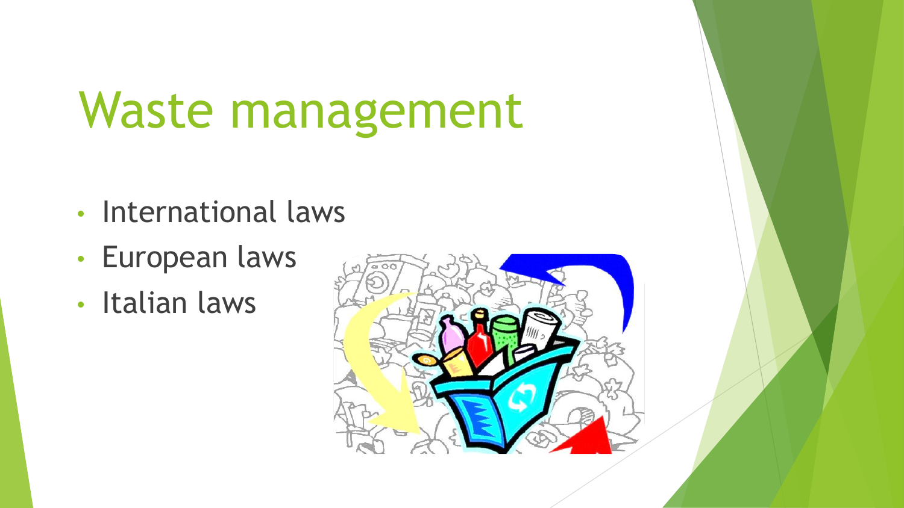# Waste management

- International laws
- European laws
- Italian laws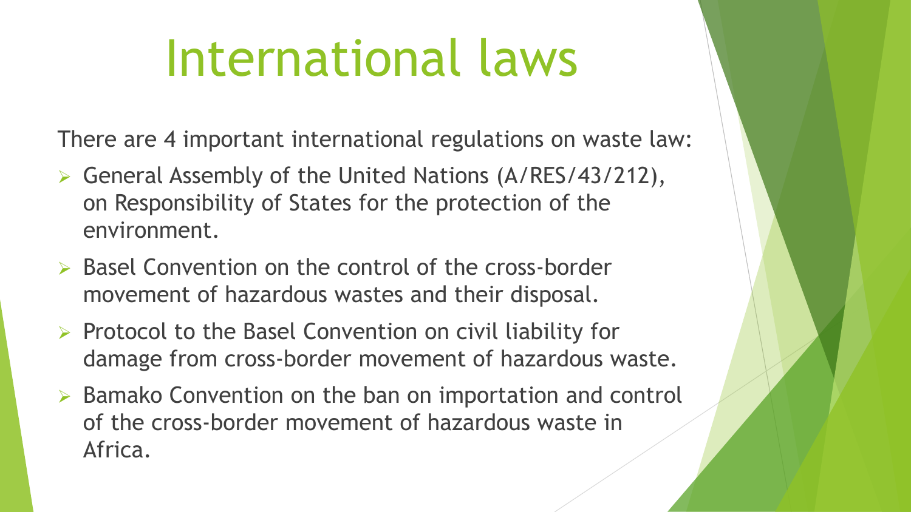# International laws

There are 4 important international regulations on waste law:

- General Assembly of the United Nations (A/RES/43/212), on Responsibility of States for the protection of the environment.
- Basel Convention on the control of the cross-border movement of hazardous wastes and their disposal.
- Protocol to the Basel Convention on civil liability for damage from cross-border movement of hazardous waste.
- Bamako Convention on the ban on importation and control of the cross-border movement of hazardous waste in Africa.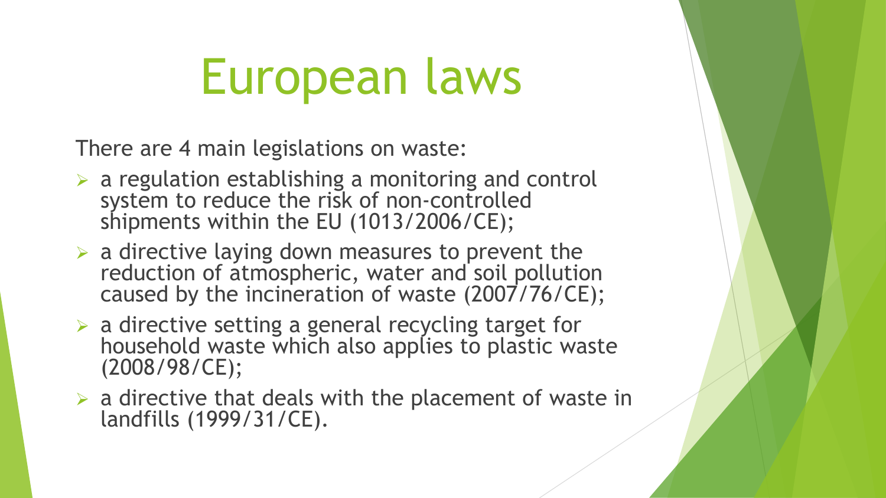# European laws

There are 4 main legislations on waste:

- a regulation establishing a monitoring and control system to reduce the risk of non-controlled shipments within the EU (1013/2006/CE);
- a directive laying down measures to prevent the reduction of atmospheric, water and soil pollution caused by the incineration of waste (2007/76/CE);
- a directive setting a general recycling target for household waste which also applies to plastic waste (2008/98/CE);
- a directive that deals with the placement of waste in landfills (1999/31/CE).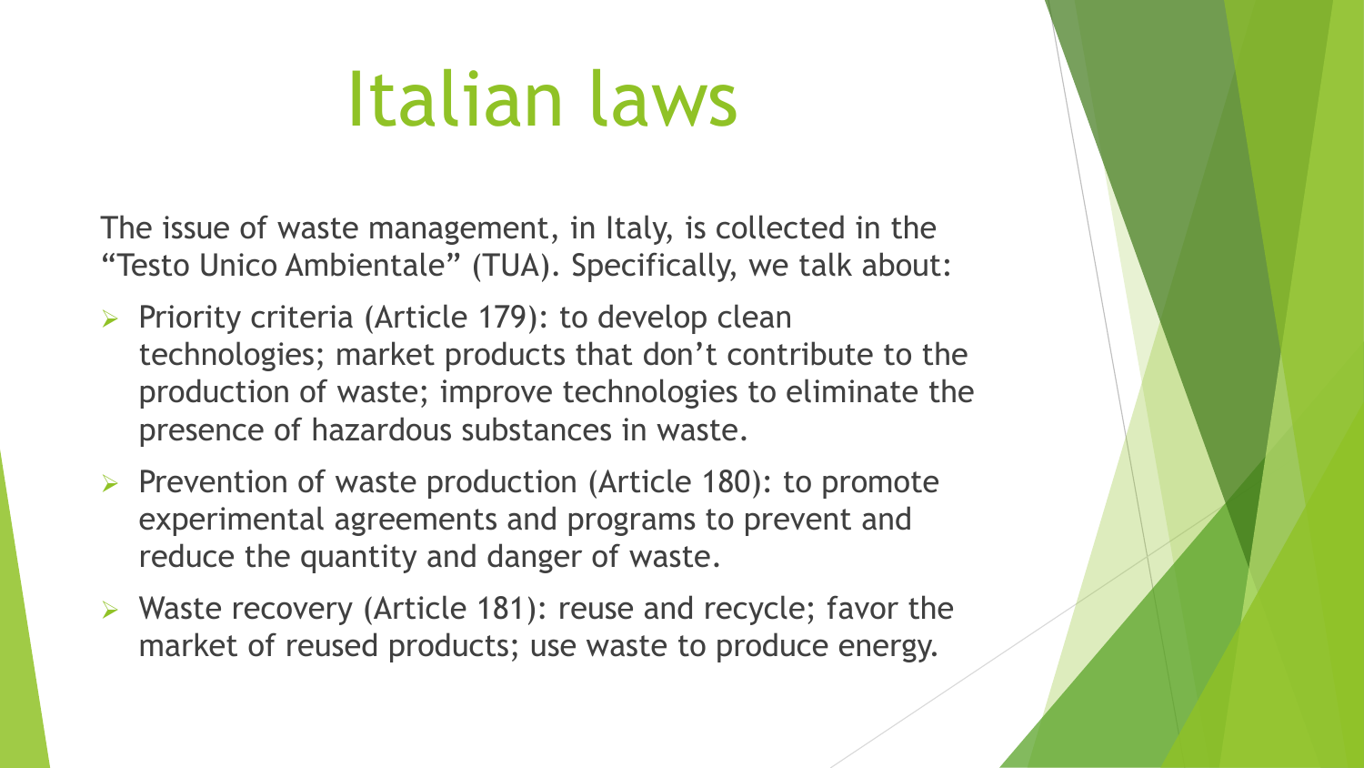# Italian laws

The issue of waste management, in Italy, is collected in the “Testo Unico Ambientale” (TUA). Specifically, we talk about:

- Priority criteria (Article 179): to develop clean technologies; market products that don’t contribute to the production of waste; improve technologies to eliminate the presence of hazardous substances in waste.
- Prevention of waste production (Article 180): to promote experimental agreements and programs to prevent and reduce the quantity and danger of waste.
- Waste recovery (Article 181): reuse and recycle; favor the market of reused products; use waste to produce energy.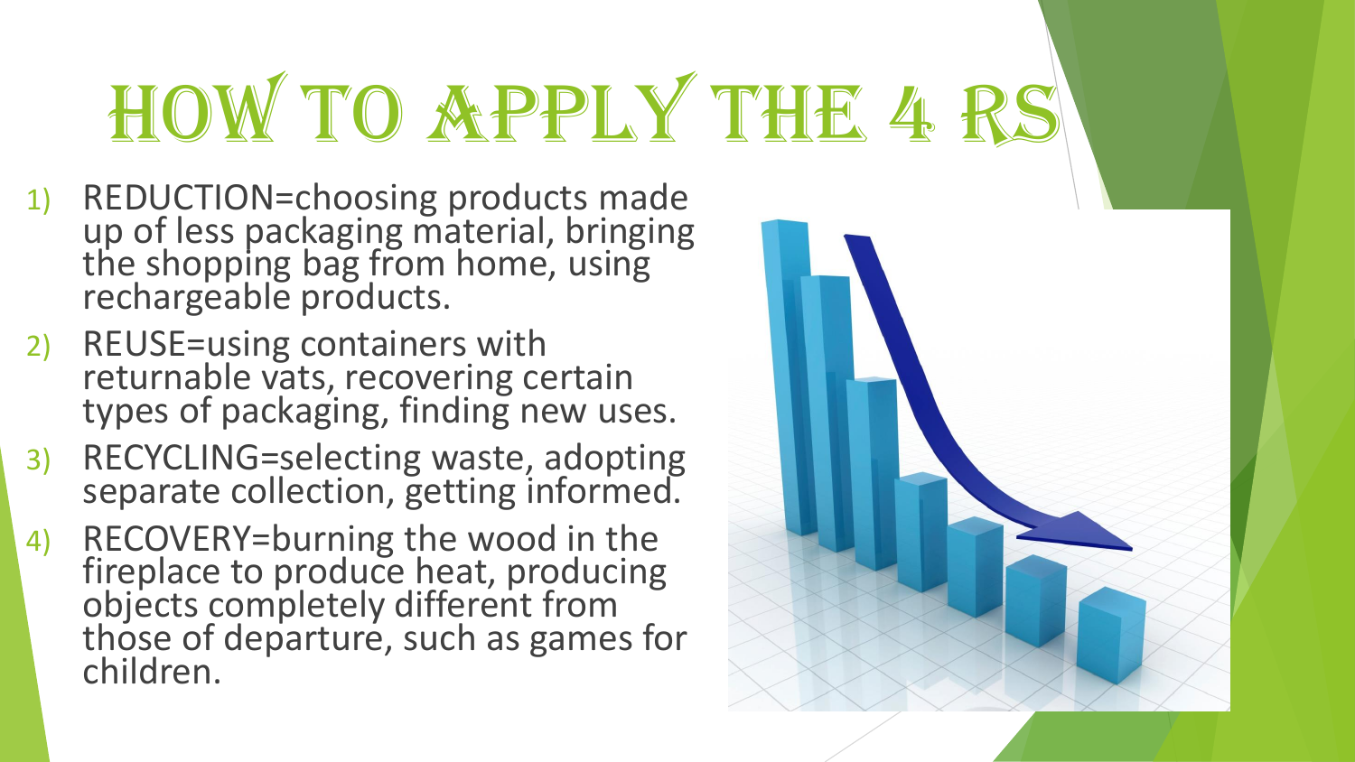# HOW TO APPLY THE 4 RS

1) REDUCTION=choosing products made up of less packaging material, bringing the shopping bag from home, using rechargeable products.
2) REUSE=using containers with returnable vats, recovering certain types of packaging, finding new uses.
3) RECYCLING=selecting waste, adopting separate collection, getting informed.
4) RECOVERY=burning the wood in the fireplace to produce heat, producing objects completely different from those of departure, such as games for children.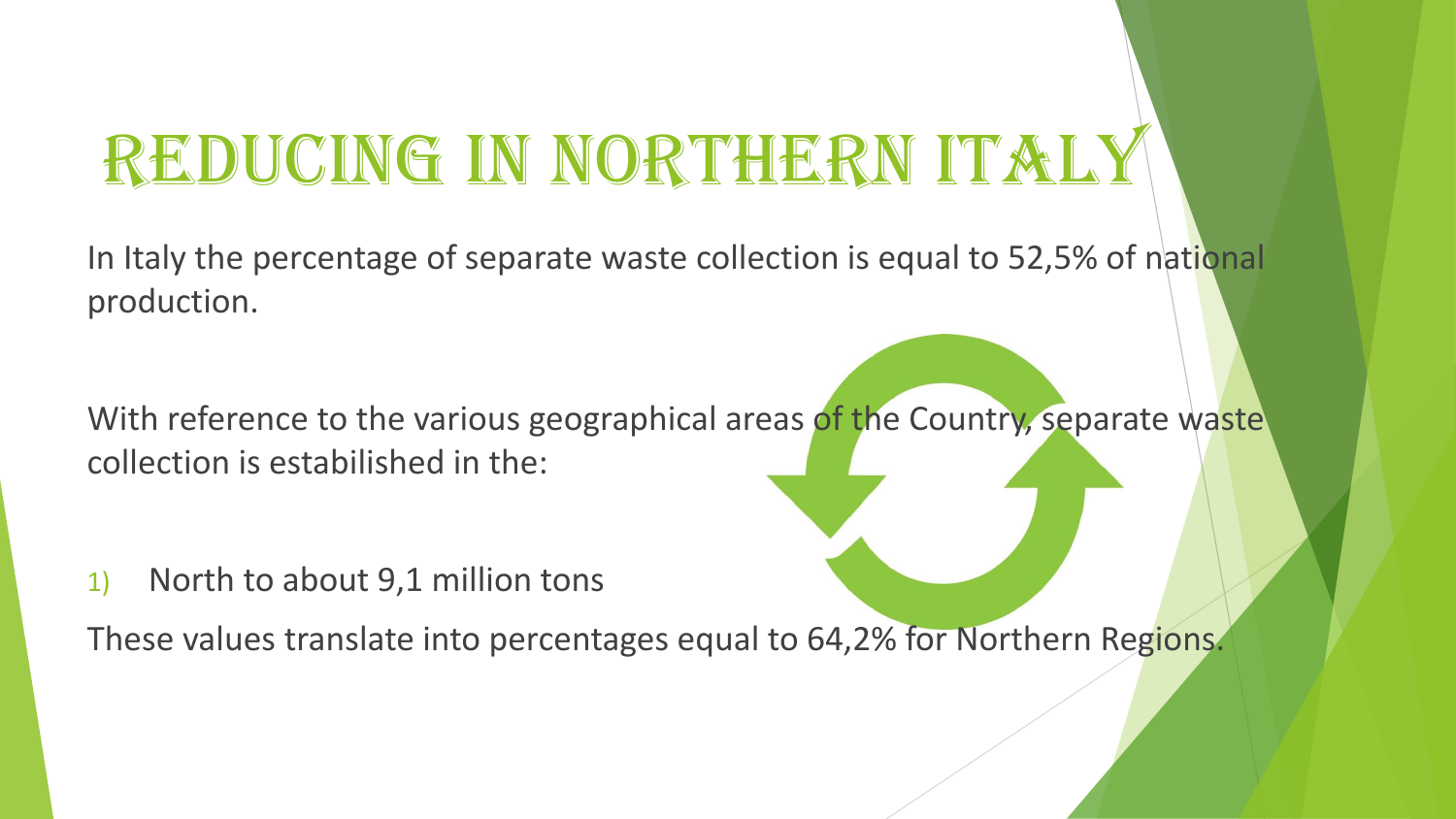# Reducing in Northern Italy

In Italy the percentage of separate waste collection is equal to 52,5% of national production.

With reference to the various geographical areas of the Country, separate waste collection is estabilished in the:

1) North to about 9,1 million tons

These values translate into percentages equal to 64,2% for Northern Regions.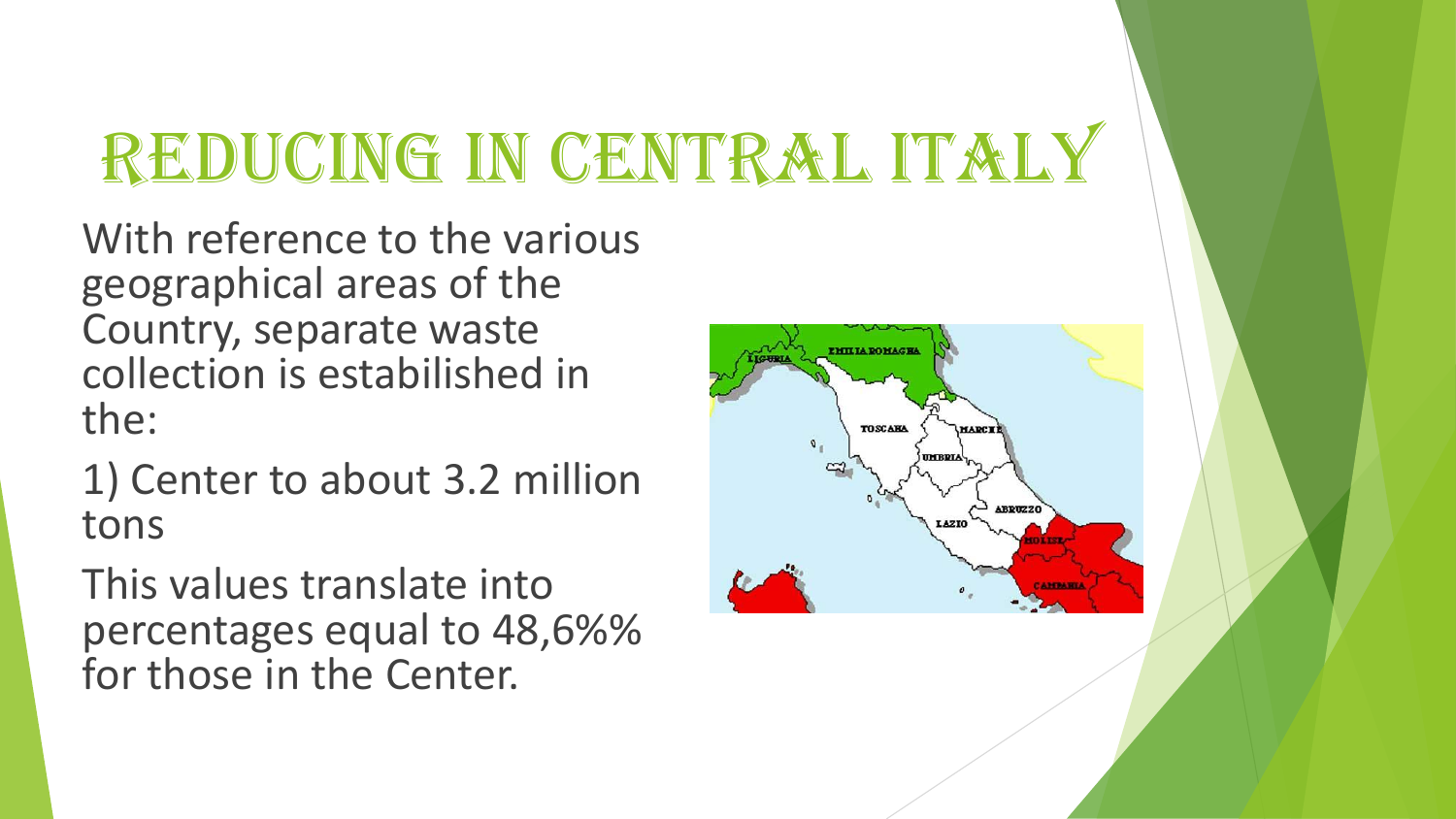# Reducing in Central Italy

With reference to the various geographical areas of the Country, separate waste collection is estabilished in the:

1) Center to about 3.2 million tons

This values translate into percentages equal to 48,6%% for those in the Center.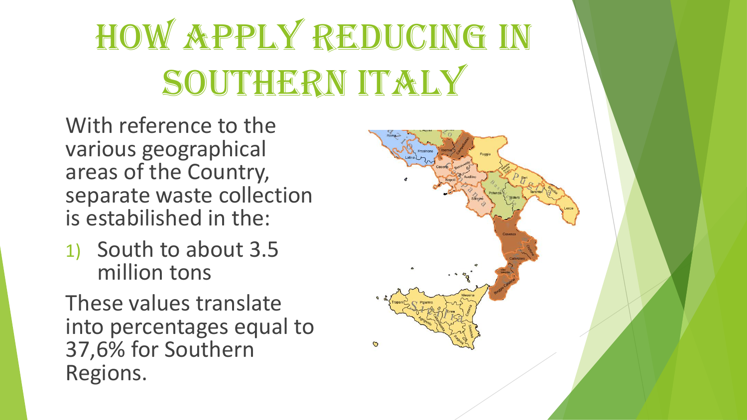# HOW APPLY REDUCING IN SOUTHERN ITALY

With reference to the various geographical areas of the Country, separate waste collection is estabilished in the:

1) South to about 3.5 million tons

These values translate into percentages equal to 37,6% for Southern Regions.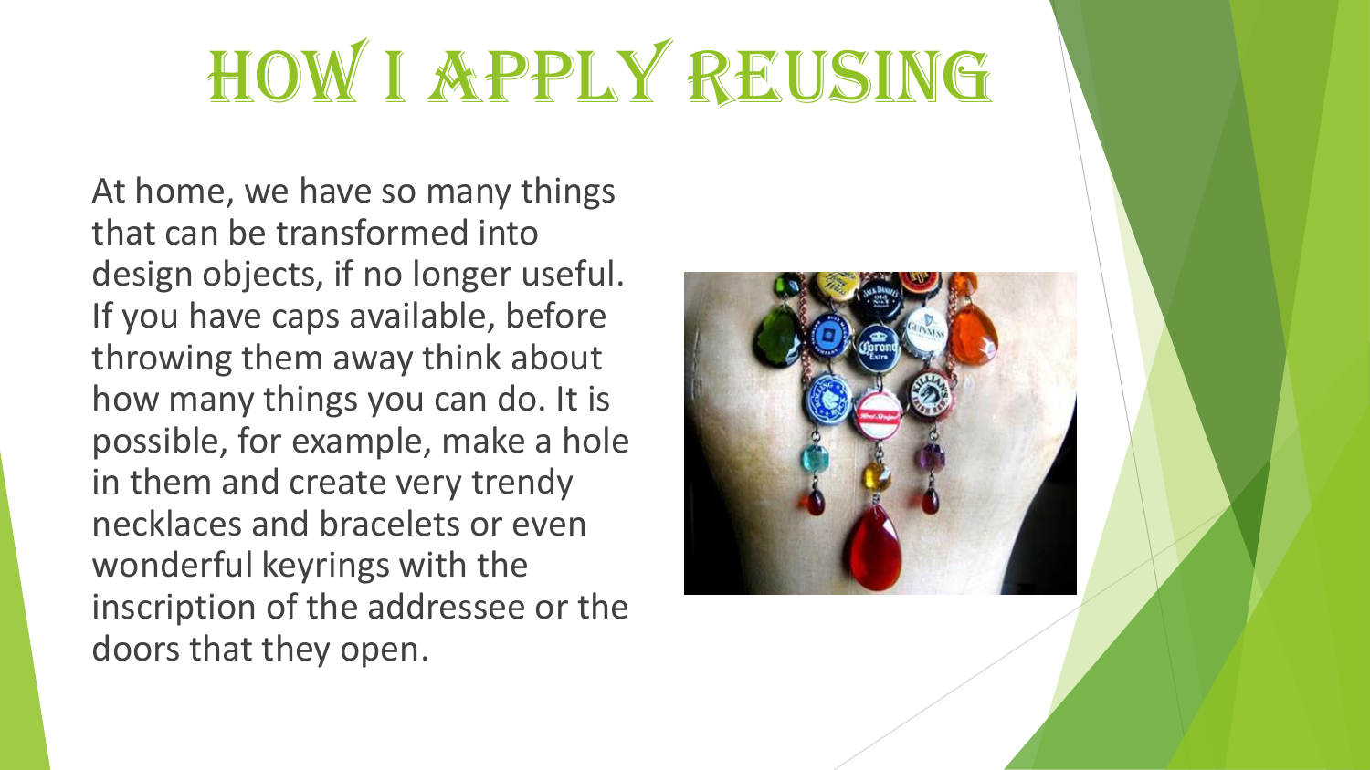# HOW I APPLY REUSING

At home, we have so many things that can be transformed into design objects, if no longer useful. If you have caps available, before throwing them away think about how many things you can do. It is possible, for example, make a hole in them and create very trendy necklaces and bracelets or even wonderful keyrings with the inscription of the addressee or the doors that they open.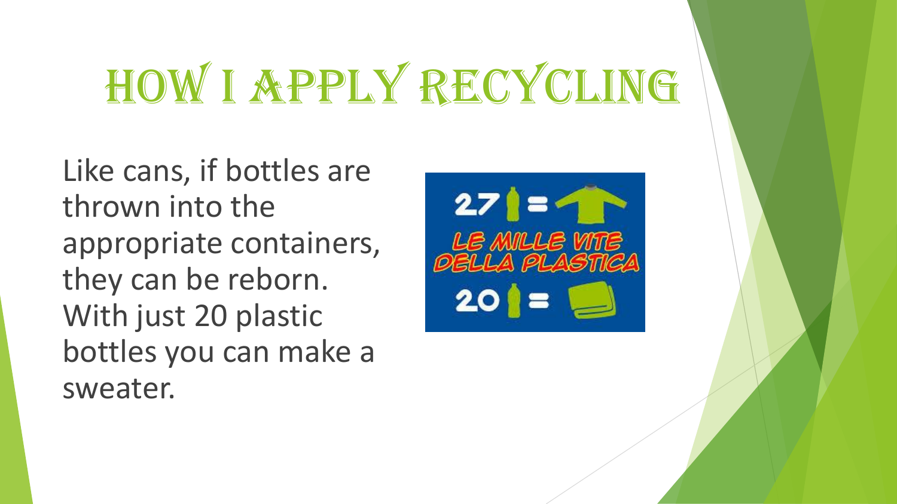# HOW I APPLY RECYCLING

Like cans, if bottles are thrown into the appropriate containers, they can be reborn. With just 20 plastic bottles you can make a sweater.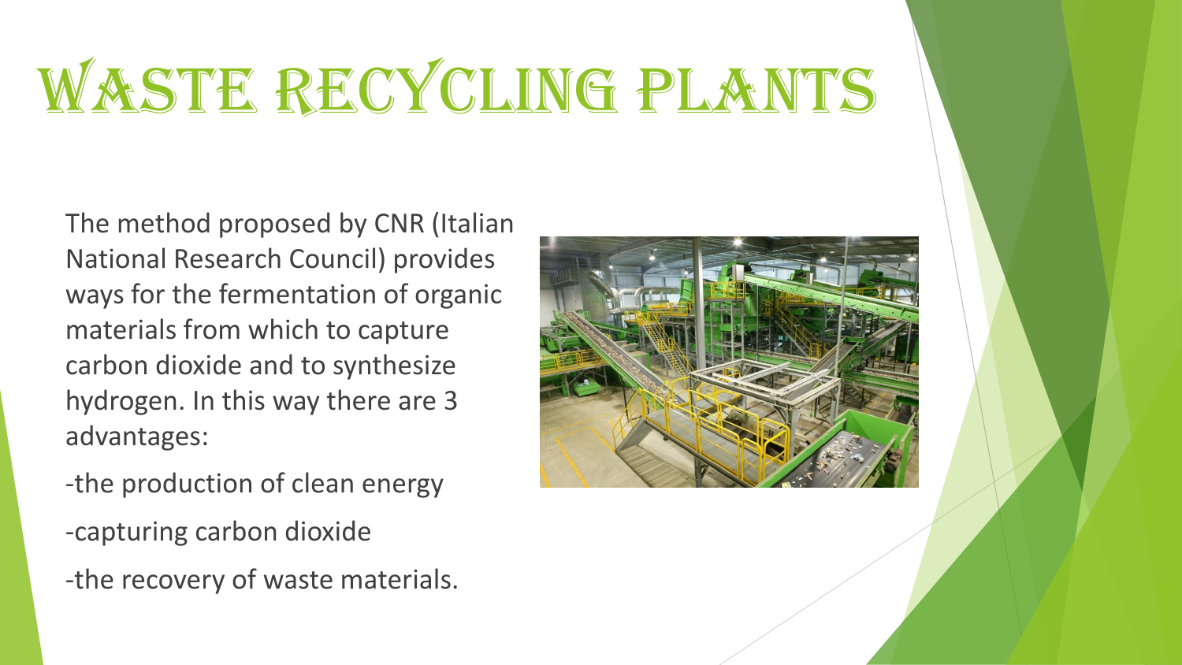# WASTE RECYCLING PLANTS

The method proposed by CNR (Italian National Research Council) provides ways for the fermentation of organic materials from which to capture carbon dioxide and to synthesize hydrogen. In this way there are 3 advantages:

-the production of clean energy

-capturing carbon dioxide

-the recovery of waste materials.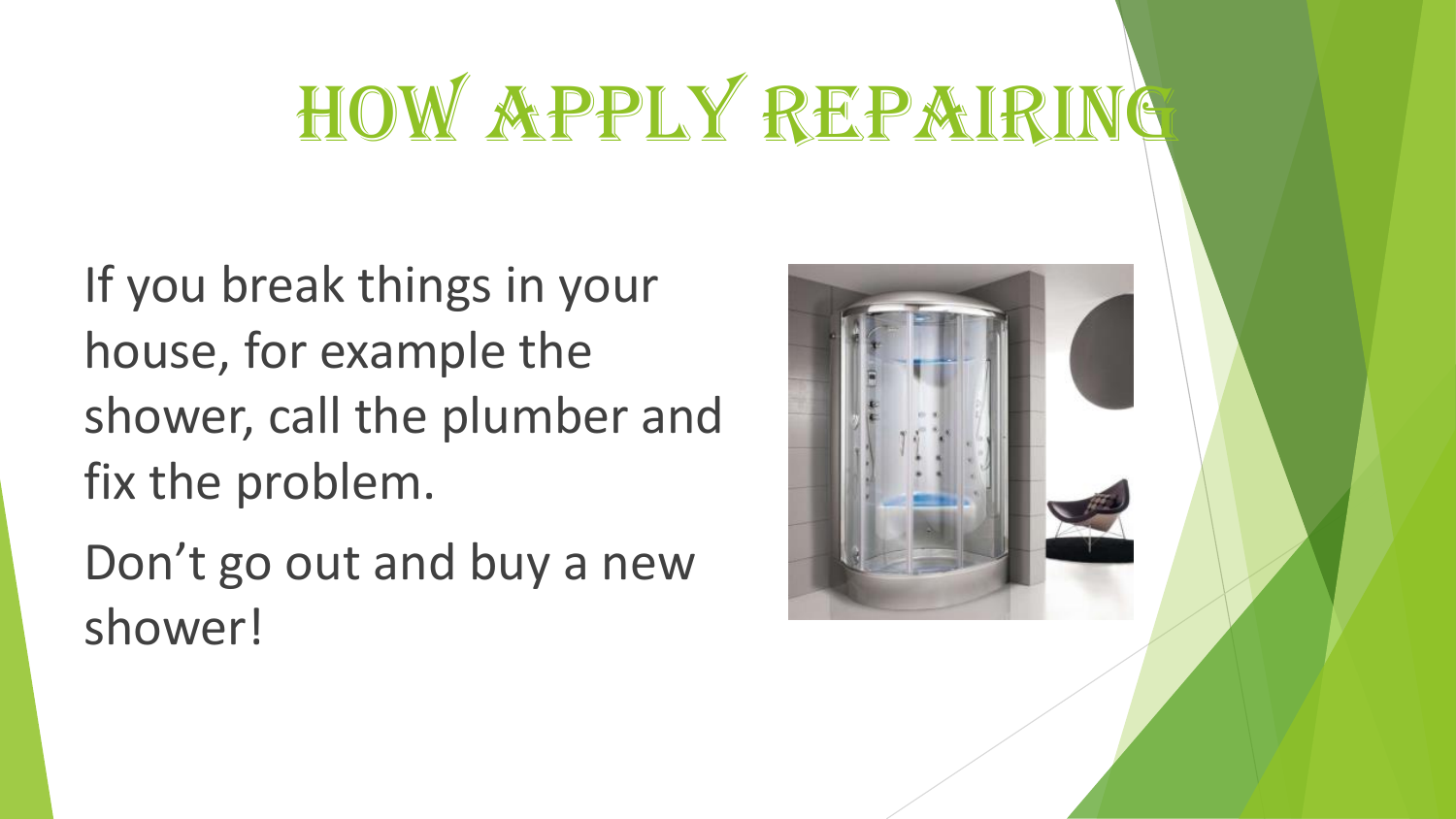# HOW APPLY REPAIRING

If you break things in your house, for example the shower, call the plumber and fix the problem.

Don't go out and buy a new shower!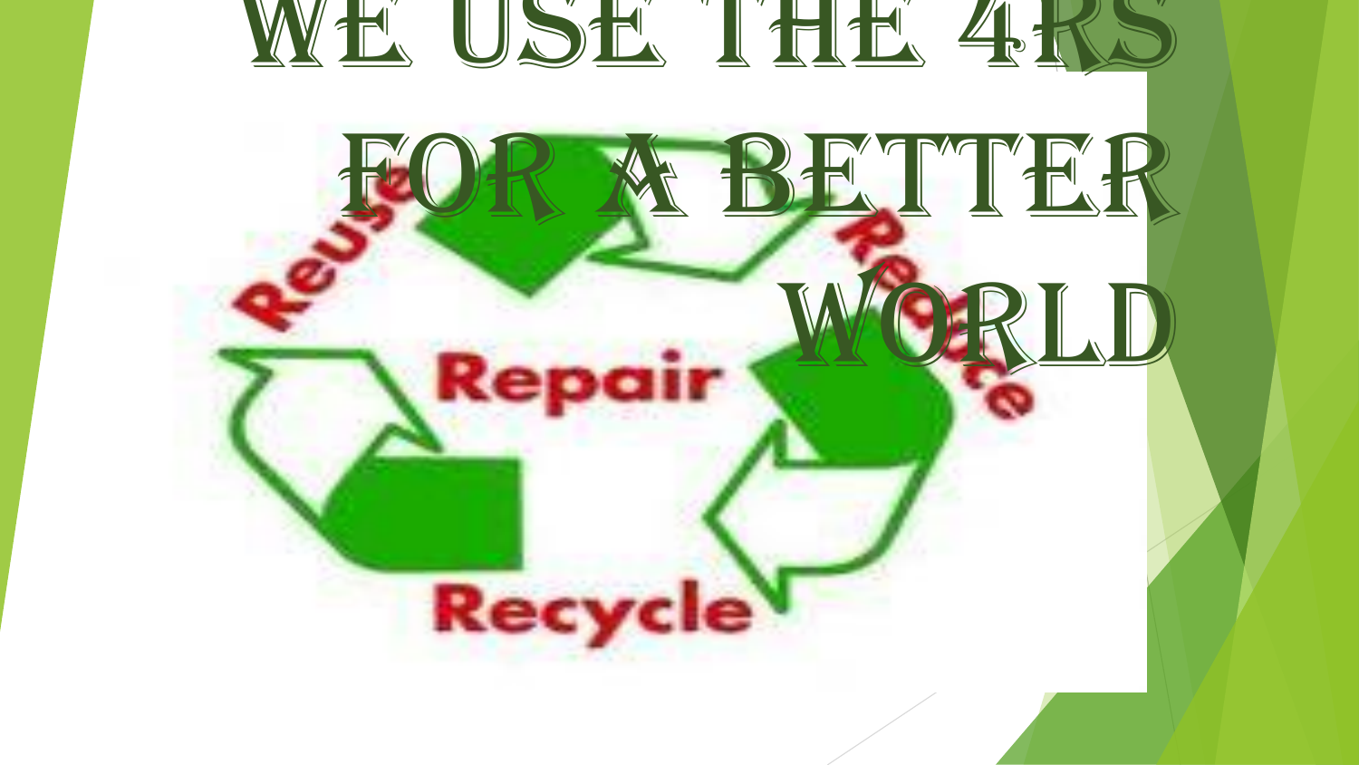# We use the 4Rs for a better world

Reuse

Reduce

Repair

Recycle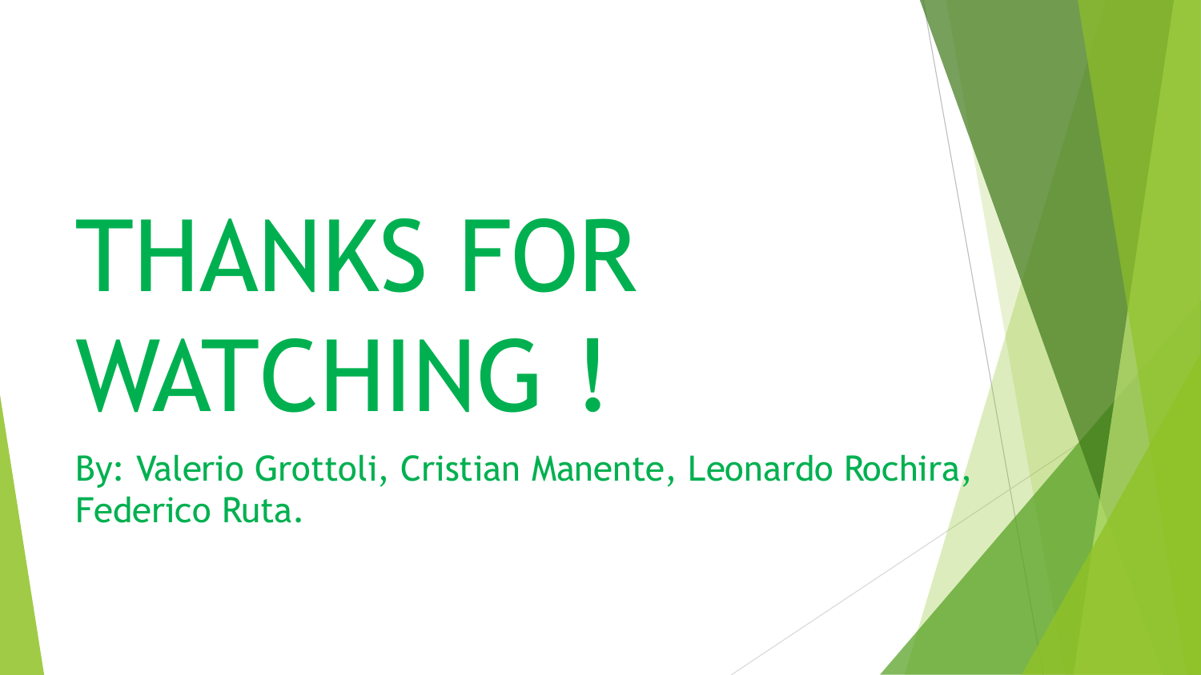# THANKS FOR WATCHING !

By: Valerio Grottoli, Cristian Manente, Leonardo Rochira, Federico Ruta.